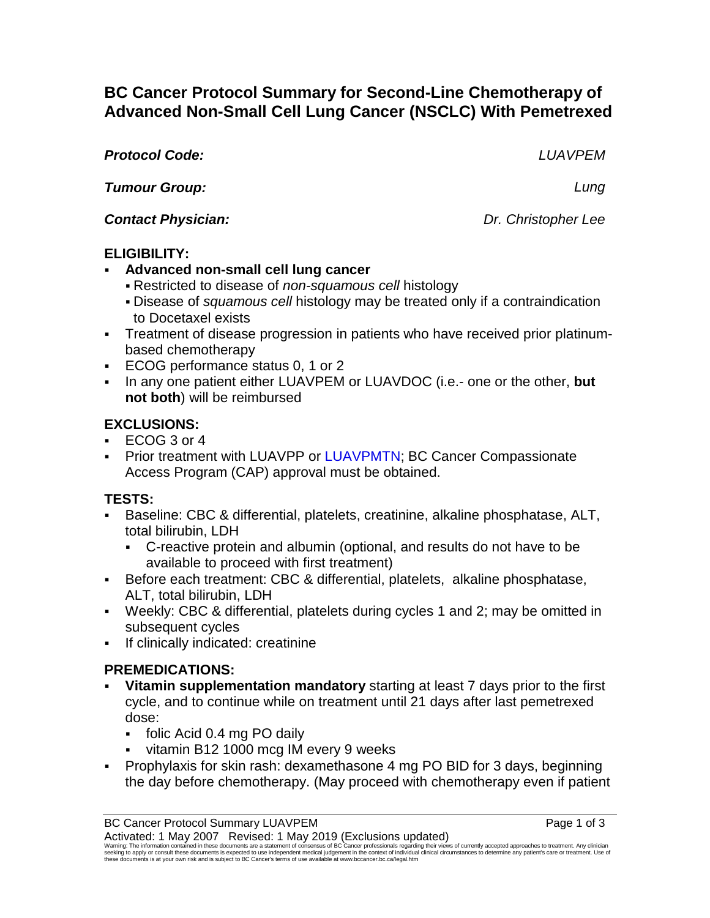# BC Cancer Protocol Summary for Second-Line Chemotherapy of Advanced Non-Small Cell Lung Cancer (NSCLC) With Pemetrexed

***Protocol Code:*** *LUAVPEM*

***Tumour Group:*** *Lung*

***Contact Physician:*** *Dr. Christopher Lee*

## ELIGIBILITY:

- **Advanced non-small cell lung cancer**
  - Restricted to disease of *non-squamous cell* histology
  - Disease of *squamous cell* histology may be treated only if a contraindication to Docetaxel exists
- Treatment of disease progression in patients who have received prior platinum-based chemotherapy
- ECOG performance status 0, 1 or 2
- In any one patient either LUAVPEM or LUAVDOC (i.e.- one or the other, **but not both**) will be reimbursed

## EXCLUSIONS:

- ECOG 3 or 4
- Prior treatment with LUAVPP or LUAVPMTN; BC Cancer Compassionate Access Program (CAP) approval must be obtained.

## TESTS:

- Baseline: CBC & differential, platelets, creatinine, alkaline phosphatase, ALT, total bilirubin, LDH
  - C-reactive protein and albumin (optional, and results do not have to be available to proceed with first treatment)
- Before each treatment: CBC & differential, platelets, alkaline phosphatase, ALT, total bilirubin, LDH
- Weekly: CBC & differential, platelets during cycles 1 and 2; may be omitted in subsequent cycles
- If clinically indicated: creatinine

## PREMEDICATIONS:

- **Vitamin supplementation mandatory** starting at least 7 days prior to the first cycle, and to continue while on treatment until 21 days after last pemetrexed dose:
  - folic Acid 0.4 mg PO daily
  - vitamin B12 1000 mcg IM every 9 weeks
- Prophylaxis for skin rash: dexamethasone 4 mg PO BID for 3 days, beginning the day before chemotherapy. (May proceed with chemotherapy even if patient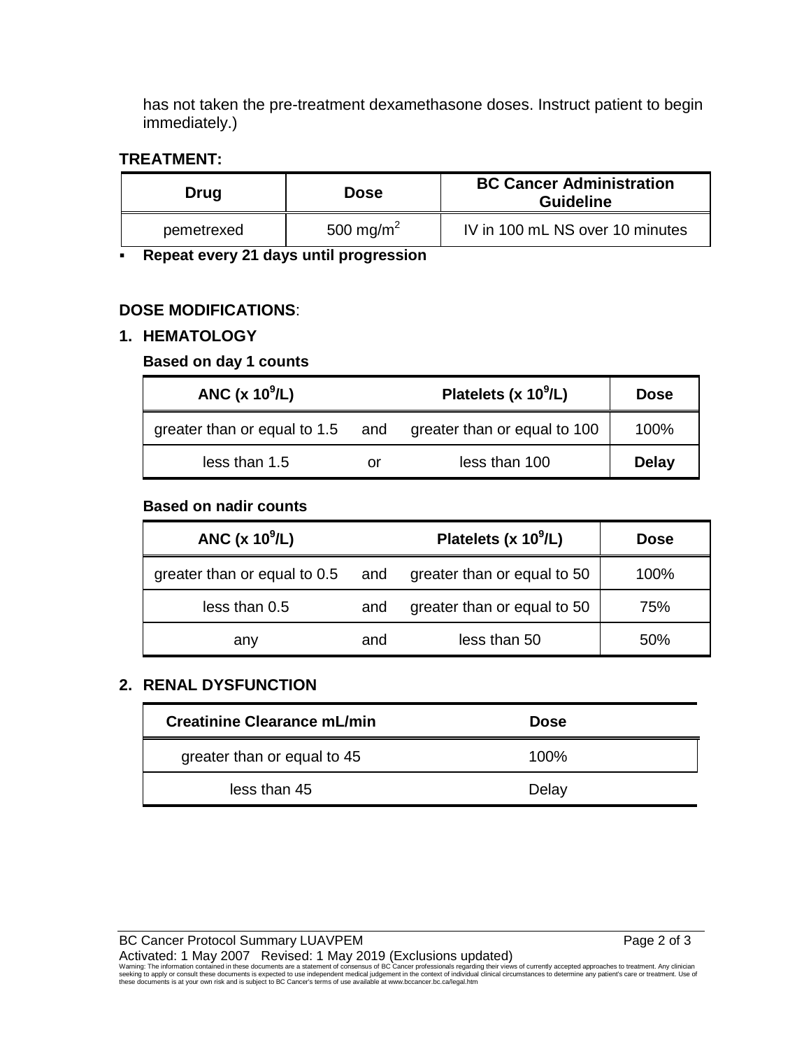has not taken the pre-treatment dexamethasone doses. Instruct patient to begin immediately.)

**TREATMENT:**

| Drug | Dose | BC Cancer Administration Guideline |
|---|---|---|
| pemetrexed | 500 mg/m$^2$ | IV in 100 mL NS over 10 minutes |

- **Repeat every 21 days until progression**

**DOSE MODIFICATIONS**:

**1. HEMATOLOGY**

**Based on day 1 counts**

| ANC (x 10$^9$/L) | | Platelets (x 10$^9$/L) | Dose |
|---|---|---|---|
| greater than or equal to 1.5 | and | greater than or equal to 100 | 100% |
| less than 1.5 | or | less than 100 | **Delay** |

**Based on nadir counts**

| ANC (x 10$^9$/L) | | Platelets (x 10$^9$/L) | Dose |
|---|---|---|---|
| greater than or equal to 0.5 | and | greater than or equal to 50 | 100% |
| less than 0.5 | and | greater than or equal to 50 | 75% |
| any | and | less than 50 | 50% |

**2. RENAL DYSFUNCTION**

| Creatinine Clearance mL/min | Dose |
|---|---|
| greater than or equal to 45 | 100% |
| less than 45 | Delay |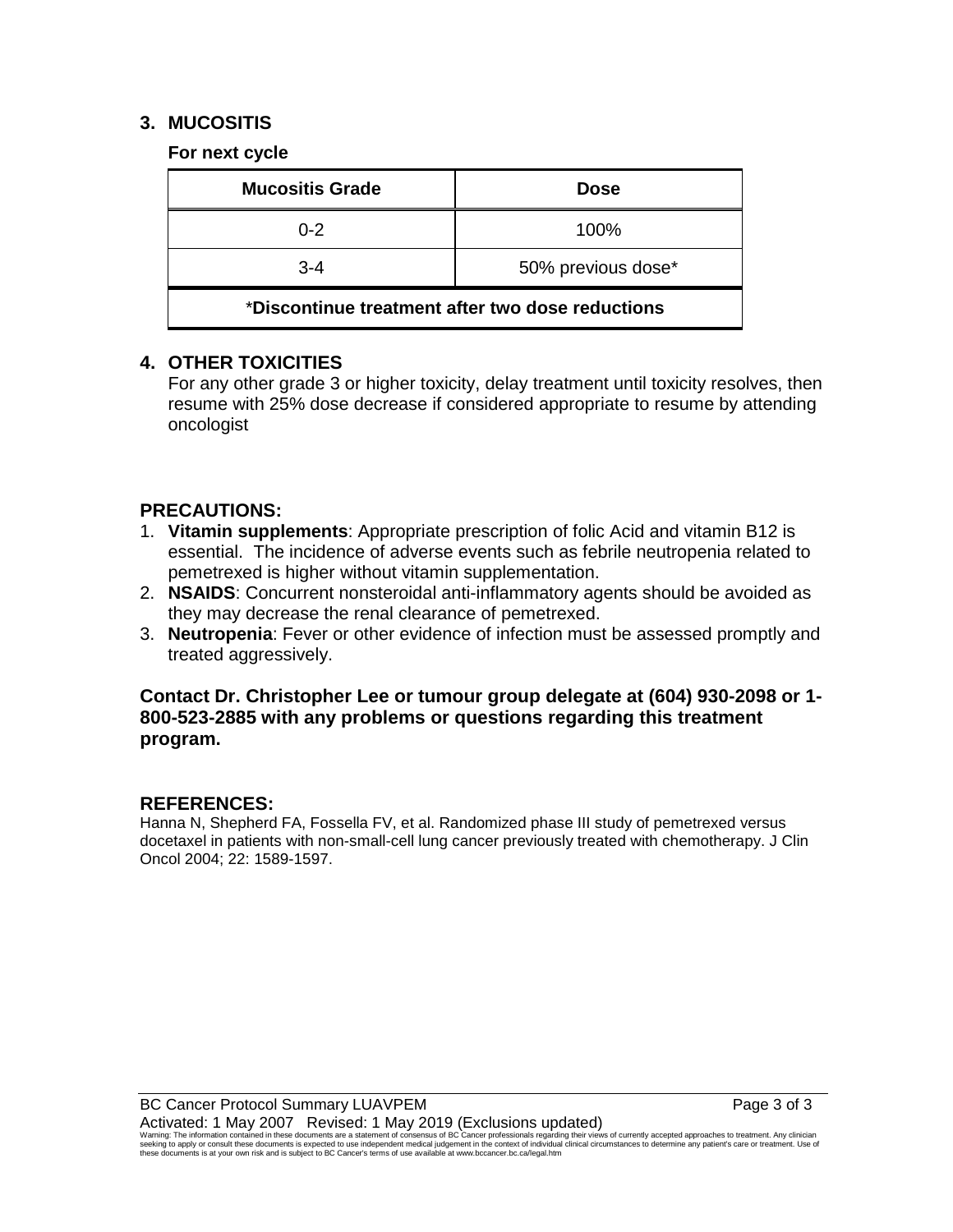### 3. MUCOSITIS

**For next cycle**

| Mucositis Grade | Dose |
|---|---|
| 0-2 | 100% |
| 3-4 | 50% previous dose* |
| ***Discontinue treatment after two dose reductions** | |

### 4. OTHER TOXICITIES

For any other grade 3 or higher toxicity, delay treatment until toxicity resolves, then resume with 25% dose decrease if considered appropriate to resume by attending oncologist

## PRECAUTIONS:

1. **Vitamin supplements**: Appropriate prescription of folic Acid and vitamin B12 is essential. The incidence of adverse events such as febrile neutropenia related to pemetrexed is higher without vitamin supplementation.
2. **NSAIDS**: Concurrent nonsteroidal anti-inflammatory agents should be avoided as they may decrease the renal clearance of pemetrexed.
3. **Neutropenia**: Fever or other evidence of infection must be assessed promptly and treated aggressively.

**Contact Dr. Christopher Lee or tumour group delegate at (604) 930-2098 or 1-800-523-2885 with any problems or questions regarding this treatment program.**

## REFERENCES:

Hanna N, Shepherd FA, Fossella FV, et al. Randomized phase III study of pemetrexed versus docetaxel in patients with non-small-cell lung cancer previously treated with chemotherapy. J Clin Oncol 2004; 22: 1589-1597.